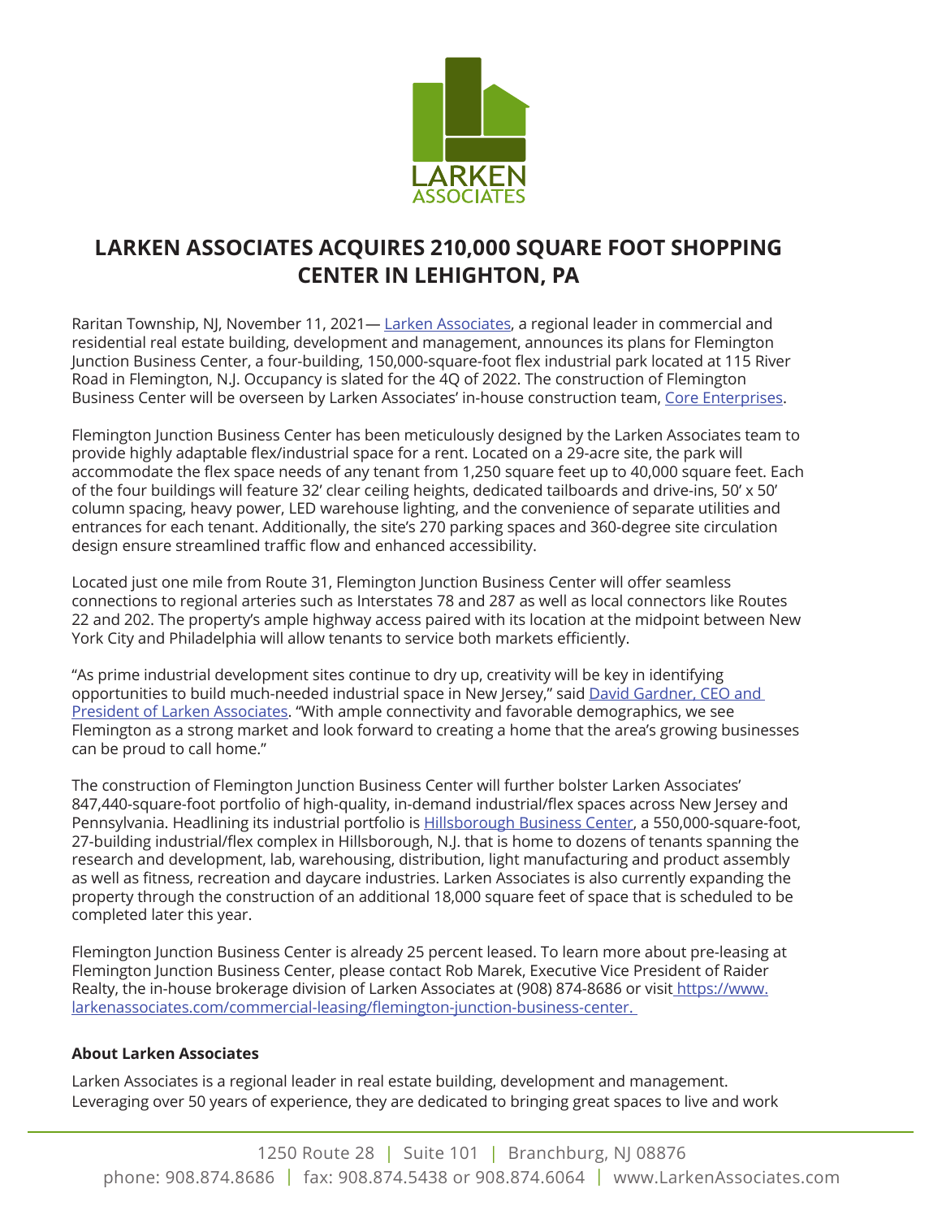# LARKEN ASSOCIATES ACQUIRES 210,000 SQUARE FOOT SHOPPING CENTER IN LEHIGHTON, PA

Raritan Township, NJ, November 11, 2021— Larken Associates, a regional leader in commercial and residential real estate building, development and management, announces its plans for Flemington Junction Business Center, a four-building, 150,000-square-foot flex industrial park located at 115 River Road in Flemington, N.J. Occupancy is slated for the 4Q of 2022. The construction of Flemington Business Center will be overseen by Larken Associates' in-house construction team, Core Enterprises.

Flemington Junction Business Center has been meticulously designed by the Larken Associates team to provide highly adaptable flex/industrial space for a rent. Located on a 29-acre site, the park will accommodate the flex space needs of any tenant from 1,250 square feet up to 40,000 square feet. Each of the four buildings will feature 32' clear ceiling heights, dedicated tailboards and drive-ins, 50' x 50' column spacing, heavy power, LED warehouse lighting, and the convenience of separate utilities and entrances for each tenant. Additionally, the site's 270 parking spaces and 360-degree site circulation design ensure streamlined traffic flow and enhanced accessibility.

Located just one mile from Route 31, Flemington Junction Business Center will offer seamless connections to regional arteries such as Interstates 78 and 287 as well as local connectors like Routes 22 and 202. The property's ample highway access paired with its location at the midpoint between New York City and Philadelphia will allow tenants to service both markets efficiently.

"As prime industrial development sites continue to dry up, creativity will be key in identifying opportunities to build much-needed industrial space in New Jersey," said David Gardner, CEO and President of Larken Associates. "With ample connectivity and favorable demographics, we see Flemington as a strong market and look forward to creating a home that the area's growing businesses can be proud to call home."

The construction of Flemington Junction Business Center will further bolster Larken Associates' 847,440-square-foot portfolio of high-quality, in-demand industrial/flex spaces across New Jersey and Pennsylvania. Headlining its industrial portfolio is Hillsborough Business Center, a 550,000-square-foot, 27-building industrial/flex complex in Hillsborough, N.J. that is home to dozens of tenants spanning the research and development, lab, warehousing, distribution, light manufacturing and product assembly as well as fitness, recreation and daycare industries. Larken Associates is also currently expanding the property through the construction of an additional 18,000 square feet of space that is scheduled to be completed later this year.

Flemington Junction Business Center is already 25 percent leased. To learn more about pre-leasing at Flemington Junction Business Center, please contact Rob Marek, Executive Vice President of Raider Realty, the in-house brokerage division of Larken Associates at (908) 874-8686 or visit https://www.larkenassociates.com/commercial-leasing/flemington-junction-business-center.

**About Larken Associates**

Larken Associates is a regional leader in real estate building, development and management. Leveraging over 50 years of experience, they are dedicated to bringing great spaces to live and work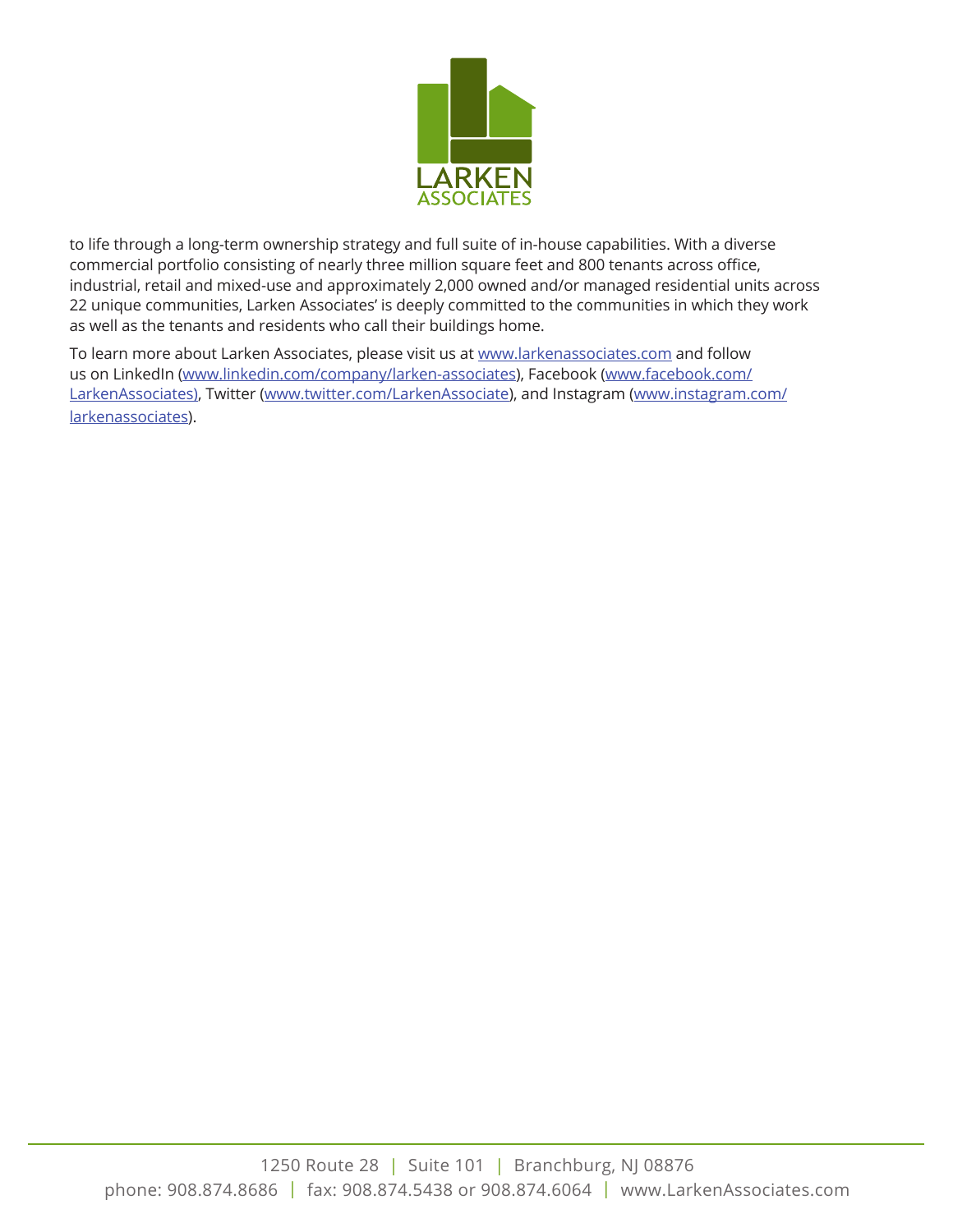to life through a long-term ownership strategy and full suite of in-house capabilities. With a diverse commercial portfolio consisting of nearly three million square feet and 800 tenants across office, industrial, retail and mixed-use and approximately 2,000 owned and/or managed residential units across 22 unique communities, Larken Associates' is deeply committed to the communities in which they work as well as the tenants and residents who call their buildings home.

To learn more about Larken Associates, please visit us at [www.larkenassociates.com](http://www.larkenassociates.com) and follow us on LinkedIn ([www.linkedin.com/company/larken-associates](http://www.linkedin.com/company/larken-associates)), Facebook ([www.facebook.com/LarkenAssociates](http://www.facebook.com/LarkenAssociates)), Twitter ([www.twitter.com/LarkenAssociate](http://www.twitter.com/LarkenAssociate)), and Instagram ([www.instagram.com/larkenassociates](http://www.instagram.com/larkenassociates)).